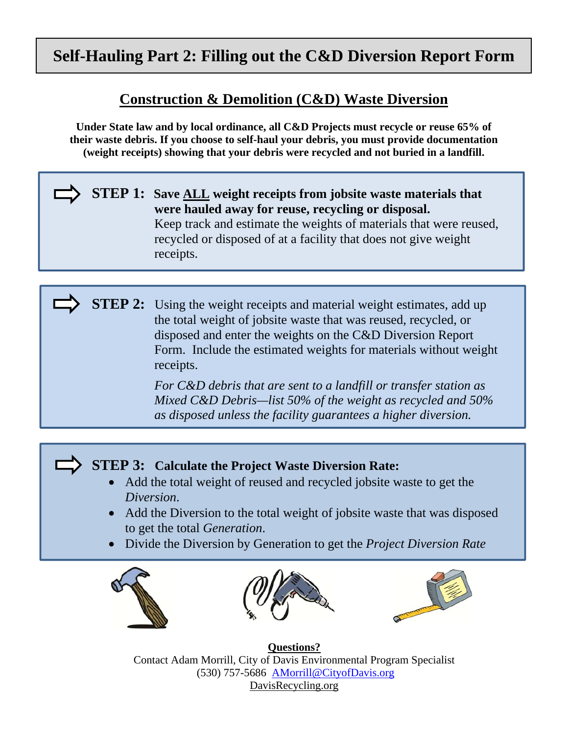# Self-Hauling Part 2: Filling out the C&D Diversion Report Form

## Construction & Demolition (C&D) Waste Diversion

**Under State law and by local ordinance, all C&D Projects must recycle or reuse 65% of their waste debris. If you choose to self-haul your debris, you must provide documentation (weight receipts) showing that your debris were recycled and not buried in a landfill.**

**STEP 1: Save ALL weight receipts from jobsite waste materials that were hauled away for reuse, recycling or disposal.**
Keep track and estimate the weights of materials that were reused, recycled or disposed of at a facility that does not give weight receipts.

**STEP 2:** Using the weight receipts and material weight estimates, add up the total weight of jobsite waste that was reused, recycled, or disposed and enter the weights on the C&D Diversion Report Form. Include the estimated weights for materials without weight receipts.

*For C&D debris that are sent to a landfill or transfer station as Mixed C&D Debris—list 50% of the weight as recycled and 50% as disposed unless the facility guarantees a higher diversion.*

**STEP 3: Calculate the Project Waste Diversion Rate:**

- Add the total weight of reused and recycled jobsite waste to get the *Diversion*.
- Add the Diversion to the total weight of jobsite waste that was disposed to get the total *Generation*.
- Divide the Diversion by Generation to get the *Project Diversion Rate*

**Questions?**
Contact Adam Morrill, City of Davis Environmental Program Specialist
(530) 757-5686 AMorrill@CityofDavis.org
DavisRecycling.org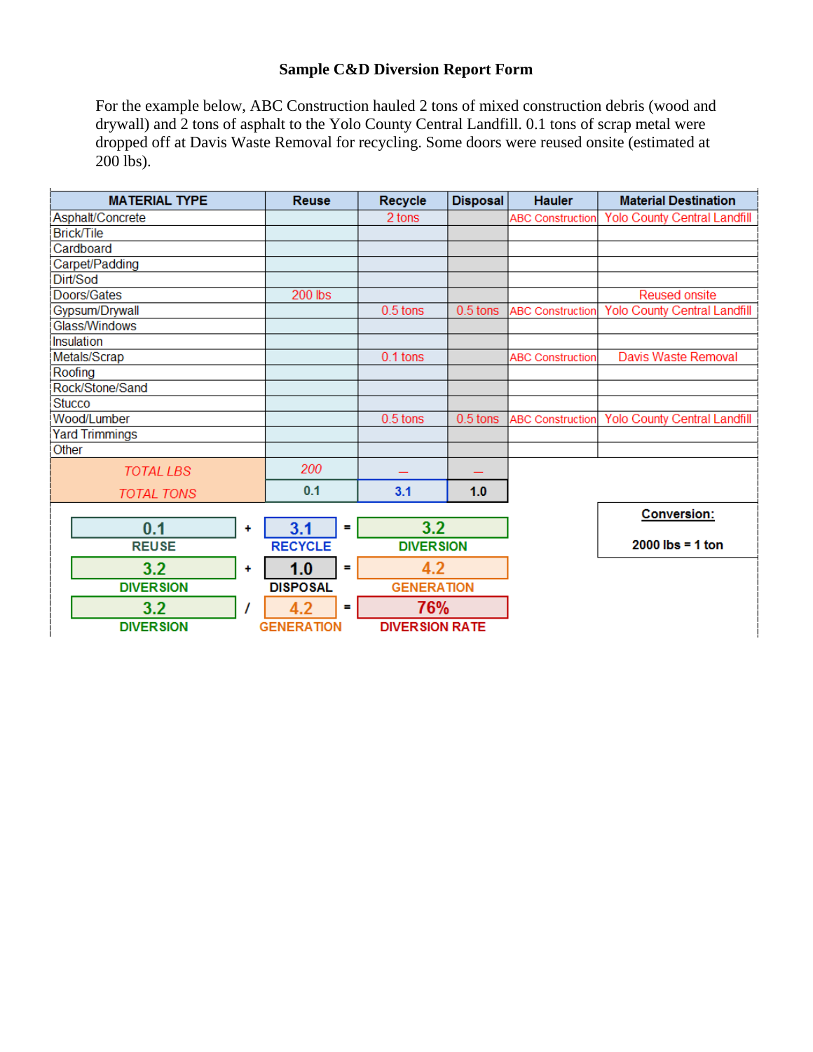**Sample C&D Diversion Report Form**

For the example below, ABC Construction hauled 2 tons of mixed construction debris (wood and drywall) and 2 tons of asphalt to the Yolo County Central Landfill. 0.1 tons of scrap metal were dropped off at Davis Waste Removal for recycling. Some doors were reused onsite (estimated at 200 lbs).

| MATERIAL TYPE | Reuse | Recycle | Disposal | Hauler | Material Destination |
|---|---|---|---|---|---|
| Asphalt/Concrete | | 2 tons | | ABC Construction | Yolo County Central Landfill |
| Brick/Tile | | | | | |
| Cardboard | | | | | |
| Carpet/Padding | | | | | |
| Dirt/Sod | | | | | |
| Doors/Gates | 200 lbs | | | | Reused onsite |
| Gypsum/Drywall | | 0.5 tons | 0.5 tons | ABC Construction | Yolo County Central Landfill |
| Glass/Windows | | | | | |
| Insulation | | | | | |
| Metals/Scrap | | 0.1 tons | | ABC Construction | Davis Waste Removal |
| Roofing | | | | | |
| Rock/Stone/Sand | | | | | |
| Stucco | | | | | |
| Wood/Lumber | | 0.5 tons | 0.5 tons | ABC Construction | Yolo County Central Landfill |
| Yard Trimmings | | | | | |
| Other | | | | | |
| *TOTAL LBS* | *200* | – | – | | |
| TOTAL TONS | 0.1 | 3.1 | 1.0 | | |

| | | | | |
|---|---|---|---|---|
| 0.1 REUSE | + | 3.1 RECYCLE | = | 3.2 DIVERSION |
| 3.2 DIVERSION | + | 1.0 DISPOSAL | = | 4.2 GENERATION |
| 3.2 DIVERSION | / | 4.2 GENERATION | = | 76% DIVERSION RATE |

**Conversion:**

**2000 lbs = 1 ton**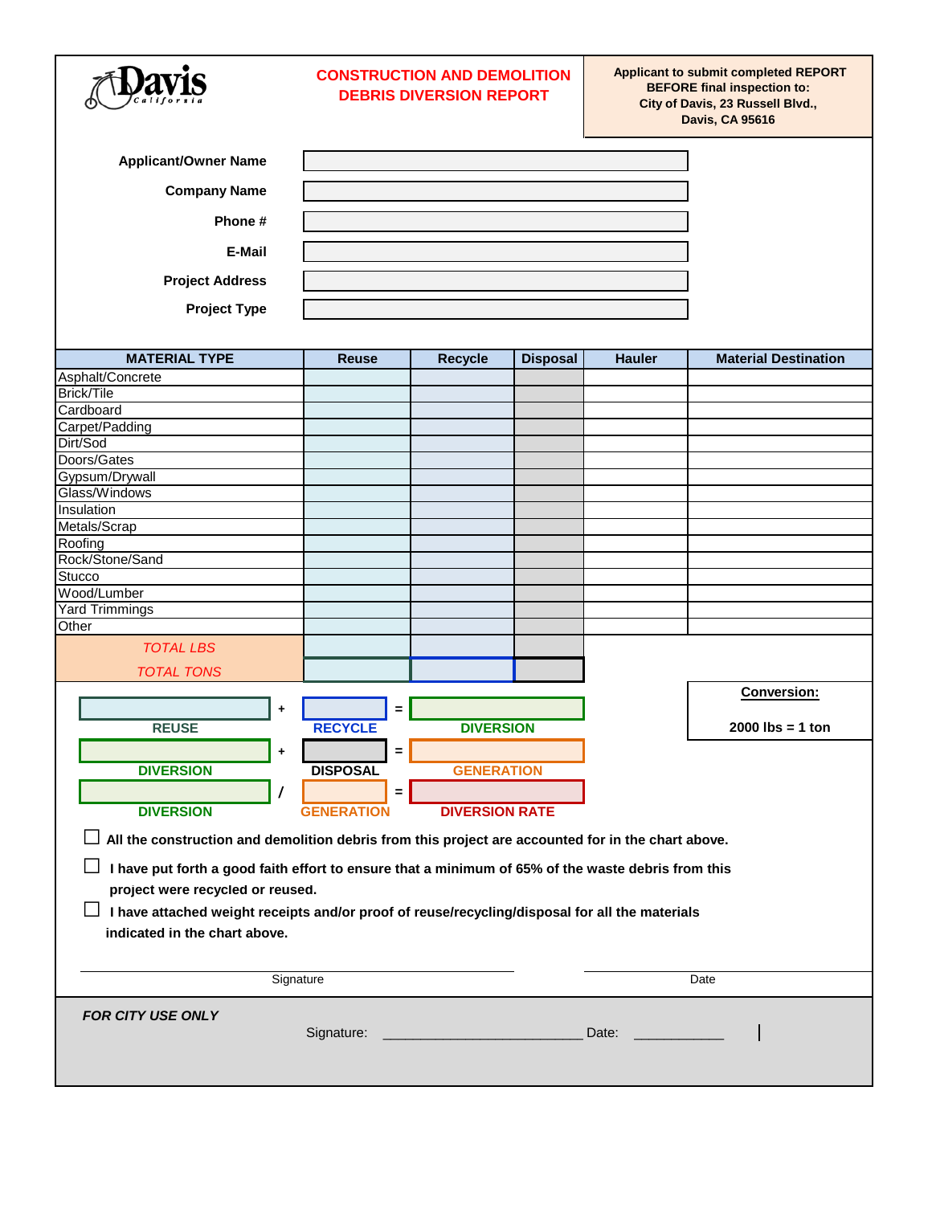Davis California

# CONSTRUCTION AND DEMOLITION DEBRIS DIVERSION REPORT

**Applicant to submit completed REPORT BEFORE final inspection to: City of Davis, 23 Russell Blvd., Davis, CA 95616**

**Applicant/Owner Name** ______________________

**Company Name** ______________________

**Phone #** ______________________

**E-Mail** ______________________

**Project Address** ______________________

**Project Type** ______________________

| MATERIAL TYPE | Reuse | Recycle | Disposal | Hauler | Material Destination |
|---|---|---|---|---|---|
| Asphalt/Concrete | | | | | |
| Brick/Tile | | | | | |
| Cardboard | | | | | |
| Carpet/Padding | | | | | |
| Dirt/Sod | | | | | |
| Doors/Gates | | | | | |
| Gypsum/Drywall | | | | | |
| Glass/Windows | | | | | |
| Insulation | | | | | |
| Metals/Scrap | | | | | |
| Roofing | | | | | |
| Rock/Stone/Sand | | | | | |
| Stucco | | | | | |
| Wood/Lumber | | | | | |
| Yard Trimmings | | | | | |
| Other | | | | | |
| *TOTAL LBS* | | | | | |
| *TOTAL TONS* | | | | | |

**Conversion:**

**2000 lbs = 1 ton**

**REUSE** + **RECYCLE** = **DIVERSION**

**DIVERSION** + **DISPOSAL** = **GENERATION**

**DIVERSION** / **GENERATION** = **DIVERSION RATE**

☐ **All the construction and demolition debris from this project are accounted for in the chart above.**

☐ **I have put forth a good faith effort to ensure that a minimum of 65% of the waste debris from this project were recycled or reused.**

☐ **I have attached weight receipts and/or proof of reuse/recycling/disposal for all the materials indicated in the chart above.**

______________________________ Signature

______________________________ Date

***FOR CITY USE ONLY***

Signature: ___________________________ Date: ___________